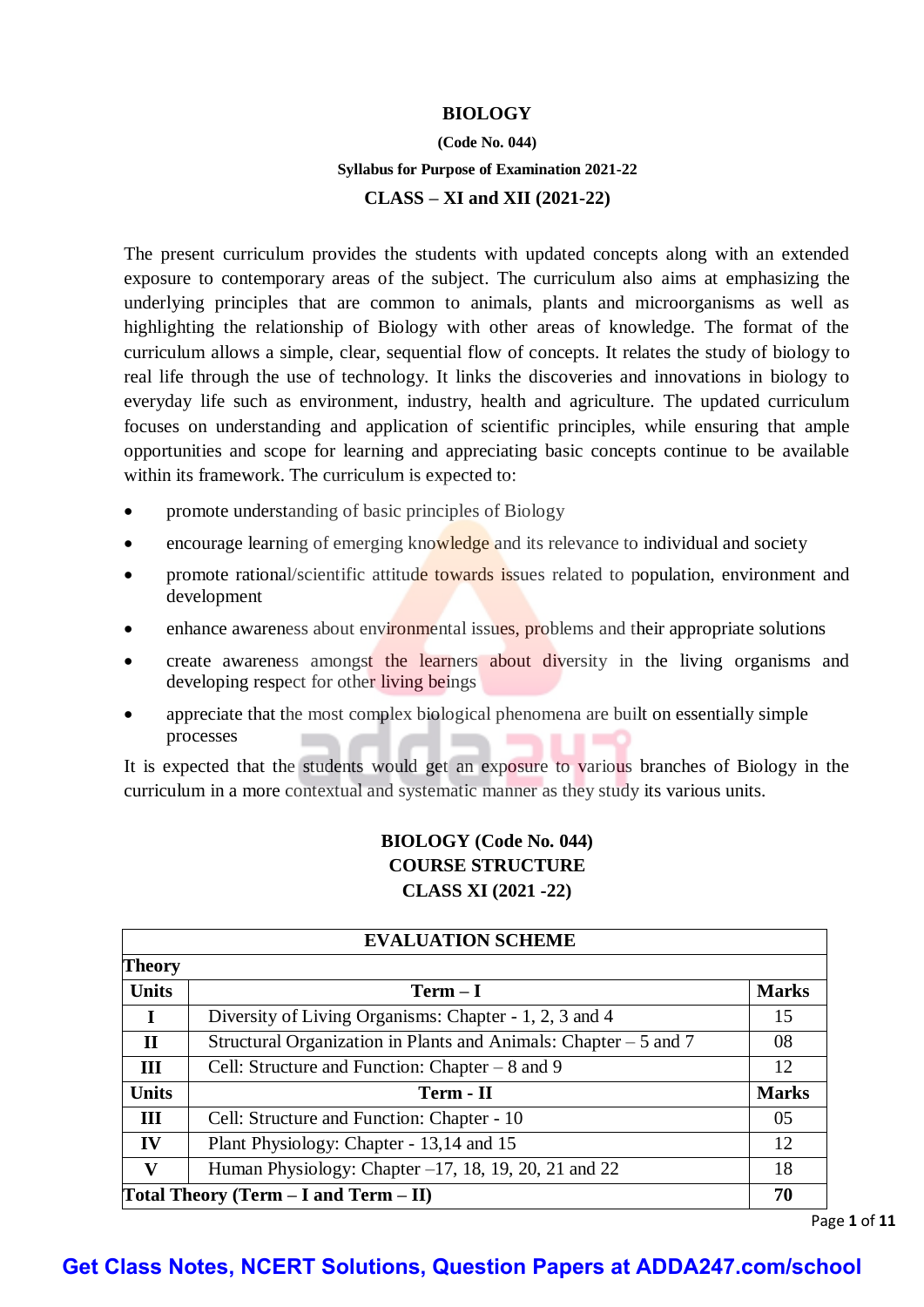# BIOLOGY

**(Code No. 044)**

**Syllabus for Purpose of Examination 2021-22**

**CLASS – XI and XII (2021-22)**

The present curriculum provides the students with updated concepts along with an extended exposure to contemporary areas of the subject. The curriculum also aims at emphasizing the underlying principles that are common to animals, plants and microorganisms as well as highlighting the relationship of Biology with other areas of knowledge. The format of the curriculum allows a simple, clear, sequential flow of concepts. It relates the study of biology to real life through the use of technology. It links the discoveries and innovations in biology to everyday life such as environment, industry, health and agriculture. The updated curriculum focuses on understanding and application of scientific principles, while ensuring that ample opportunities and scope for learning and appreciating basic concepts continue to be available within its framework. The curriculum is expected to:

- promote understanding of basic principles of Biology
- encourage learning of emerging knowledge and its relevance to individual and society
- promote rational/scientific attitude towards issues related to population, environment and development
- enhance awareness about environmental issues, problems and their appropriate solutions
- create awareness amongst the learners about diversity in the living organisms and developing respect for other living beings
- appreciate that the most complex biological phenomena are built on essentially simple processes

It is expected that the students would get an exposure to various branches of Biology in the curriculum in a more contextual and systematic manner as they study its various units.

## BIOLOGY (Code No. 044)
## COURSE STRUCTURE
## CLASS XI (2021 -22)

| EVALUATION SCHEME | | |
|---|---|---|
| **Theory** | | |
| **Units** | **Term – I** | **Marks** |
| **I** | Diversity of Living Organisms: Chapter - 1, 2, 3 and 4 | 15 |
| **II** | Structural Organization in Plants and Animals: Chapter – 5 and 7 | 08 |
| **III** | Cell: Structure and Function: Chapter – 8 and 9 | 12 |
| **Units** | **Term - II** | **Marks** |
| **III** | Cell: Structure and Function: Chapter - 10 | 05 |
| **IV** | Plant Physiology: Chapter - 13,14 and 15 | 12 |
| **V** | Human Physiology: Chapter –17, 18, 19, 20, 21 and 22 | 18 |
| **Total Theory (Term – I and Term – II)** | | **70** |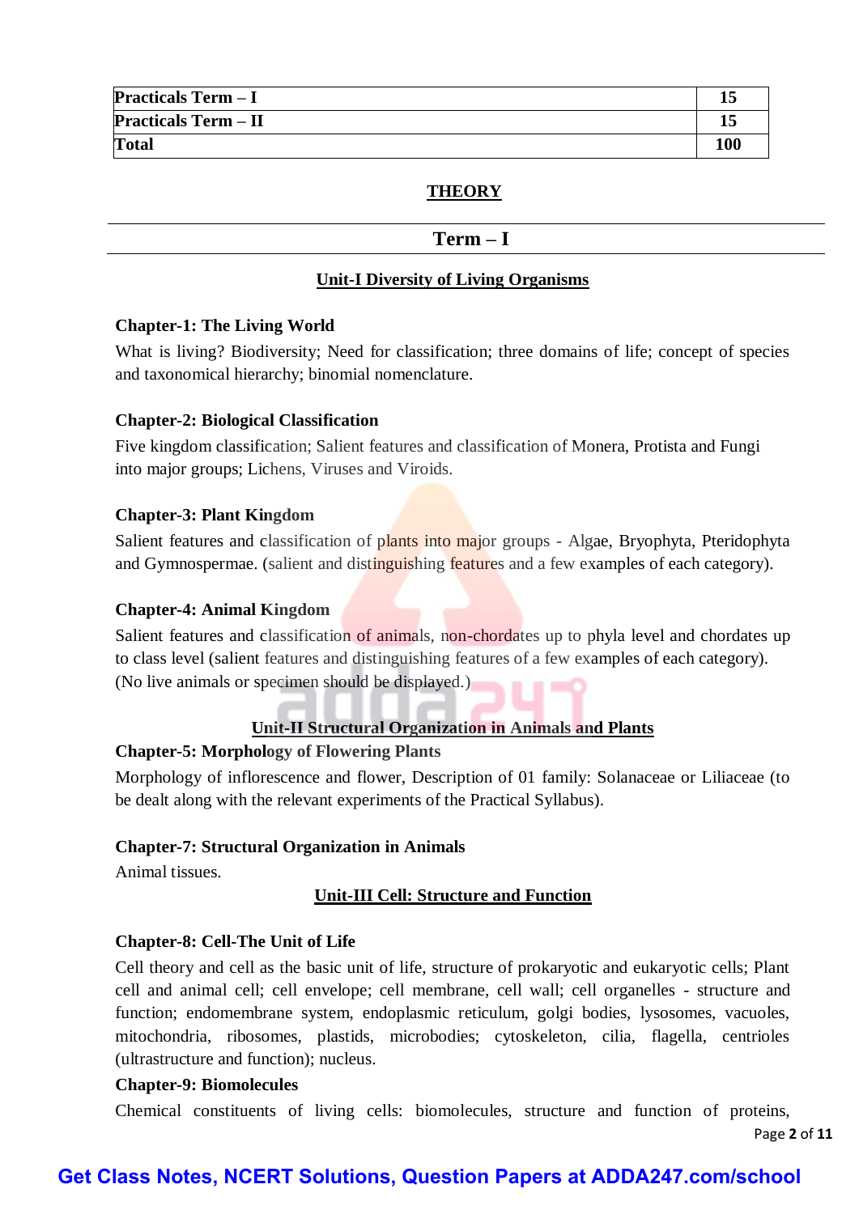| Practicals Term – I | 15 |
|---|---|
| Practicals Term – II | 15 |
| Total | 100 |

## THEORY

## Term – I

### Unit-I Diversity of Living Organisms

**Chapter-1: The Living World**

What is living? Biodiversity; Need for classification; three domains of life; concept of species and taxonomical hierarchy; binomial nomenclature.

**Chapter-2: Biological Classification**

Five kingdom classification; Salient features and classification of Monera, Protista and Fungi into major groups; Lichens, Viruses and Viroids.

**Chapter-3: Plant Kingdom**

Salient features and classification of plants into major groups - Algae, Bryophyta, Pteridophyta and Gymnospermae. (salient and distinguishing features and a few examples of each category).

**Chapter-4: Animal Kingdom**

Salient features and classification of animals, non-chordates up to phyla level and chordates up to class level (salient features and distinguishing features of a few examples of each category). (No live animals or specimen should be displayed.)

### Unit-II Structural Organization in Animals and Plants

**Chapter-5: Morphology of Flowering Plants**

Morphology of inflorescence and flower, Description of 01 family: Solanaceae or Liliaceae (to be dealt along with the relevant experiments of the Practical Syllabus).

**Chapter-7: Structural Organization in Animals**

Animal tissues.

### Unit-III Cell: Structure and Function

**Chapter-8: Cell-The Unit of Life**

Cell theory and cell as the basic unit of life, structure of prokaryotic and eukaryotic cells; Plant cell and animal cell; cell envelope; cell membrane, cell wall; cell organelles - structure and function; endomembrane system, endoplasmic reticulum, golgi bodies, lysosomes, vacuoles, mitochondria, ribosomes, plastids, microbodies; cytoskeleton, cilia, flagella, centrioles (ultrastructure and function); nucleus.

**Chapter-9: Biomolecules**

Chemical constituents of living cells: biomolecules, structure and function of proteins,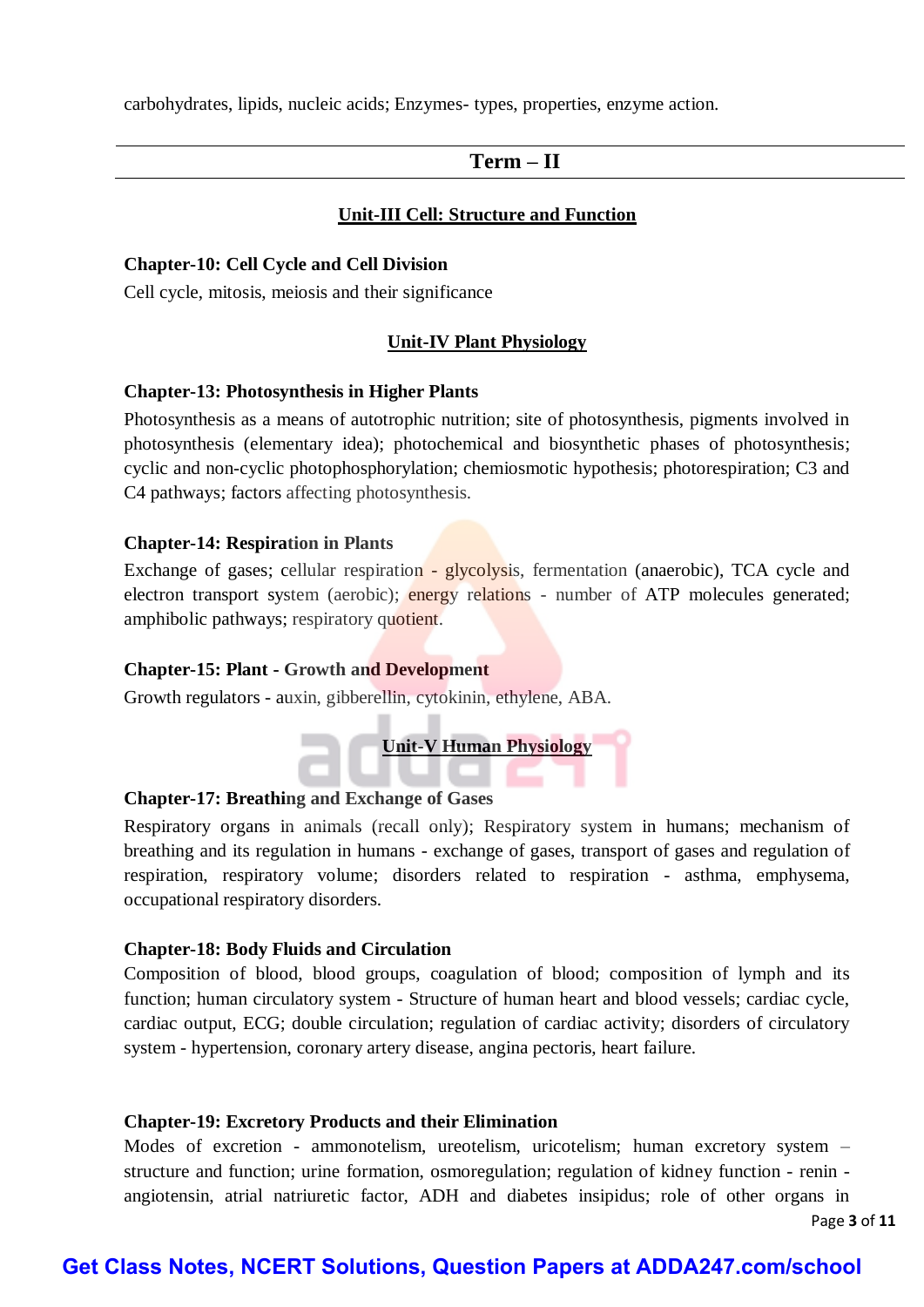carbohydrates, lipids, nucleic acids; Enzymes- types, properties, enzyme action.

## Term – II

### Unit-III Cell: Structure and Function

**Chapter-10: Cell Cycle and Cell Division**

Cell cycle, mitosis, meiosis and their significance

### Unit-IV Plant Physiology

**Chapter-13: Photosynthesis in Higher Plants**

Photosynthesis as a means of autotrophic nutrition; site of photosynthesis, pigments involved in photosynthesis (elementary idea); photochemical and biosynthetic phases of photosynthesis; cyclic and non-cyclic photophosphorylation; chemiosmotic hypothesis; photorespiration; C3 and C4 pathways; factors affecting photosynthesis.

**Chapter-14: Respiration in Plants**

Exchange of gases; cellular respiration - glycolysis, fermentation (anaerobic), TCA cycle and electron transport system (aerobic); energy relations - number of ATP molecules generated; amphibolic pathways; respiratory quotient.

**Chapter-15: Plant - Growth and Development**

Growth regulators - auxin, gibberellin, cytokinin, ethylene, ABA.

### Unit-V Human Physiology

**Chapter-17: Breathing and Exchange of Gases**

Respiratory organs in animals (recall only); Respiratory system in humans; mechanism of breathing and its regulation in humans - exchange of gases, transport of gases and regulation of respiration, respiratory volume; disorders related to respiration - asthma, emphysema, occupational respiratory disorders.

**Chapter-18: Body Fluids and Circulation**

Composition of blood, blood groups, coagulation of blood; composition of lymph and its function; human circulatory system - Structure of human heart and blood vessels; cardiac cycle, cardiac output, ECG; double circulation; regulation of cardiac activity; disorders of circulatory system - hypertension, coronary artery disease, angina pectoris, heart failure.

**Chapter-19: Excretory Products and their Elimination**

Modes of excretion - ammonotelism, ureotelism, uricotelism; human excretory system – structure and function; urine formation, osmoregulation; regulation of kidney function - renin - angiotensin, atrial natriuretic factor, ADH and diabetes insipidus; role of other organs in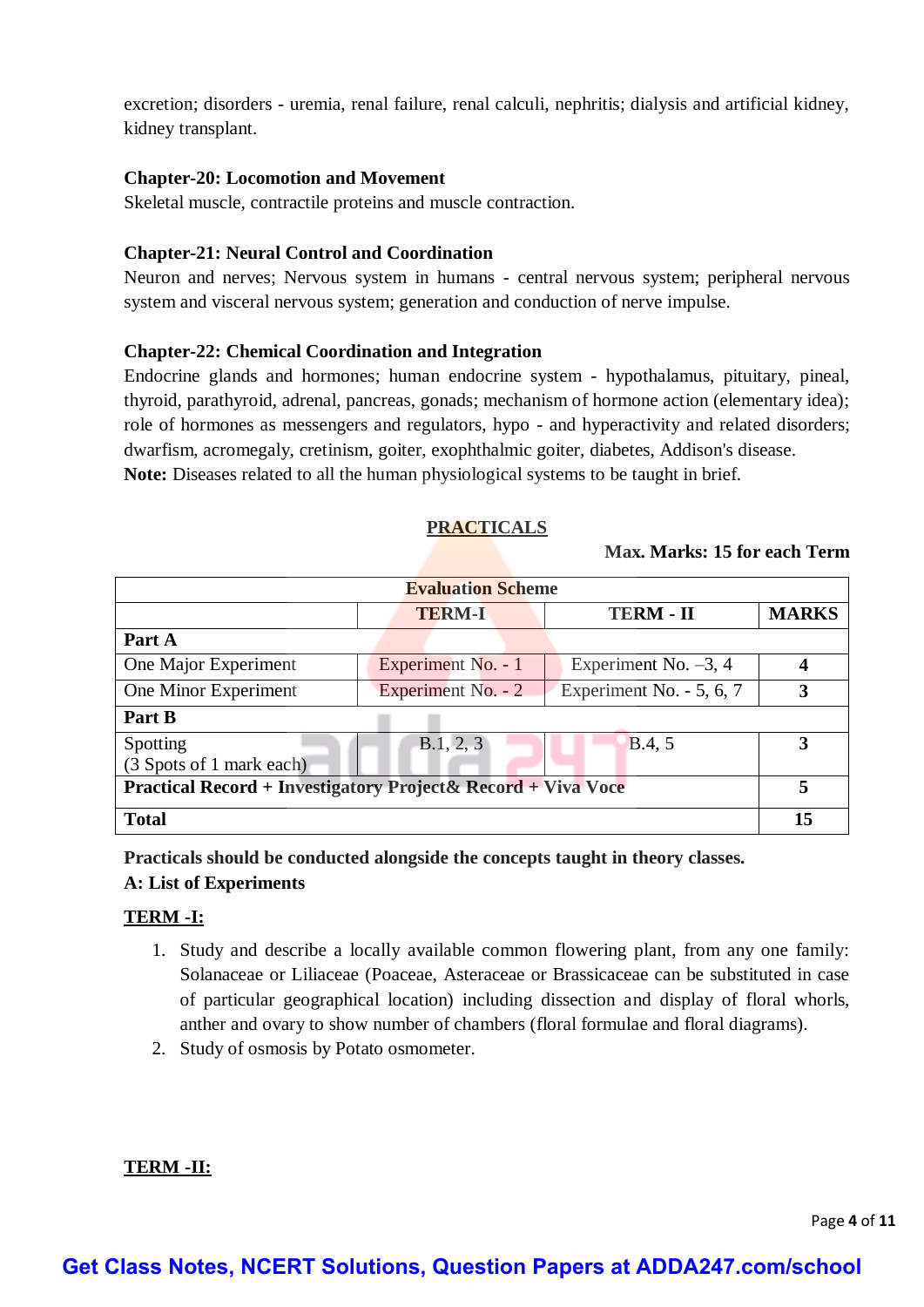excretion; disorders - uremia, renal failure, renal calculi, nephritis; dialysis and artificial kidney, kidney transplant.

**Chapter-20: Locomotion and Movement**

Skeletal muscle, contractile proteins and muscle contraction.

**Chapter-21: Neural Control and Coordination**

Neuron and nerves; Nervous system in humans - central nervous system; peripheral nervous system and visceral nervous system; generation and conduction of nerve impulse.

**Chapter-22: Chemical Coordination and Integration**

Endocrine glands and hormones; human endocrine system - hypothalamus, pituitary, pineal, thyroid, parathyroid, adrenal, pancreas, gonads; mechanism of hormone action (elementary idea); role of hormones as messengers and regulators, hypo - and hyperactivity and related disorders; dwarfism, acromegaly, cretinism, goiter, exophthalmic goiter, diabetes, Addison's disease.

**Note:** Diseases related to all the human physiological systems to be taught in brief.

## PRACTICALS

**Max. Marks: 15 for each Term**

| Evaluation Scheme | | | |
|---|---|---|---|
| | **TERM-I** | **TERM - II** | **MARKS** |
| **Part A** | | | |
| One Major Experiment | Experiment No. - 1 | Experiment No. –3, 4 | **4** |
| One Minor Experiment | Experiment No. - 2 | Experiment No. - 5, 6, 7 | **3** |
| **Part B** | | | |
| Spotting (3 Spots of 1 mark each) | B.1, 2, 3 | B.4, 5 | **3** |
| **Practical Record + Investigatory Project& Record + Viva Voce** | | | **5** |
| **Total** | | | **15** |

**Practicals should be conducted alongside the concepts taught in theory classes.**

**A: List of Experiments**

**TERM -I:**

1. Study and describe a locally available common flowering plant, from any one family: Solanaceae or Liliaceae (Poaceae, Asteraceae or Brassicaceae can be substituted in case of particular geographical location) including dissection and display of floral whorls, anther and ovary to show number of chambers (floral formulae and floral diagrams).
2. Study of osmosis by Potato osmometer.

**TERM -II:**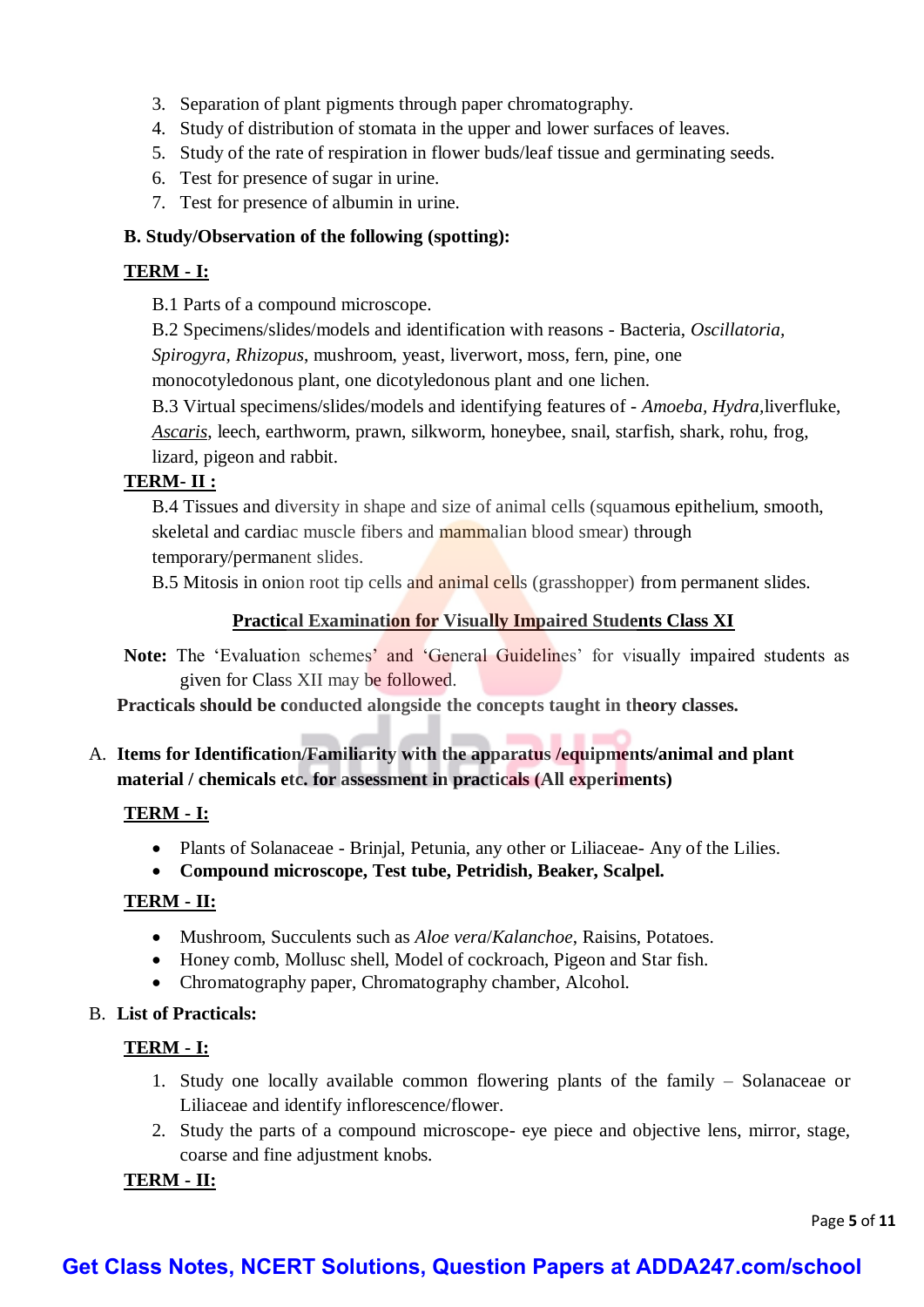3. Separation of plant pigments through paper chromatography.
4. Study of distribution of stomata in the upper and lower surfaces of leaves.
5. Study of the rate of respiration in flower buds/leaf tissue and germinating seeds.
6. Test for presence of sugar in urine.
7. Test for presence of albumin in urine.

**B. Study/Observation of the following (spotting):**

**TERM - I:**

B.1 Parts of a compound microscope.

B.2 Specimens/slides/models and identification with reasons - Bacteria, *Oscillatoria, Spirogyra, Rhizopus*, mushroom, yeast, liverwort, moss, fern, pine, one monocotyledonous plant, one dicotyledonous plant and one lichen.

B.3 Virtual specimens/slides/models and identifying features of - *Amoeba, Hydra*,liverfluke, *Ascaris*, leech, earthworm, prawn, silkworm, honeybee, snail, starfish, shark, rohu, frog, lizard, pigeon and rabbit.

**TERM- II :**

B.4 Tissues and diversity in shape and size of animal cells (squamous epithelium, smooth, skeletal and cardiac muscle fibers and mammalian blood smear) through temporary/permanent slides.

B.5 Mitosis in onion root tip cells and animal cells (grasshopper) from permanent slides.

**Practical Examination for Visually Impaired Students Class XI**

**Note:** The 'Evaluation schemes' and 'General Guidelines' for visually impaired students as given for Class XII may be followed.

**Practicals should be conducted alongside the concepts taught in theory classes.**

A. **Items for Identification/Familiarity with the apparatus /equipments/animal and plant material / chemicals etc. for assessment in practicals (All experiments)**

**TERM - I:**

- Plants of Solanaceae - Brinjal, Petunia, any other or Liliaceae- Any of the Lilies.
- **Compound microscope, Test tube, Petridish, Beaker, Scalpel.**

**TERM - II:**

- Mushroom, Succulents such as *Aloe vera*/*Kalanchoe*, Raisins, Potatoes.
- Honey comb, Mollusc shell, Model of cockroach, Pigeon and Star fish.
- Chromatography paper, Chromatography chamber, Alcohol.

B. **List of Practicals:**

**TERM - I:**

1. Study one locally available common flowering plants of the family – Solanaceae or Liliaceae and identify inflorescence/flower.
2. Study the parts of a compound microscope- eye piece and objective lens, mirror, stage, coarse and fine adjustment knobs.

**TERM - II:**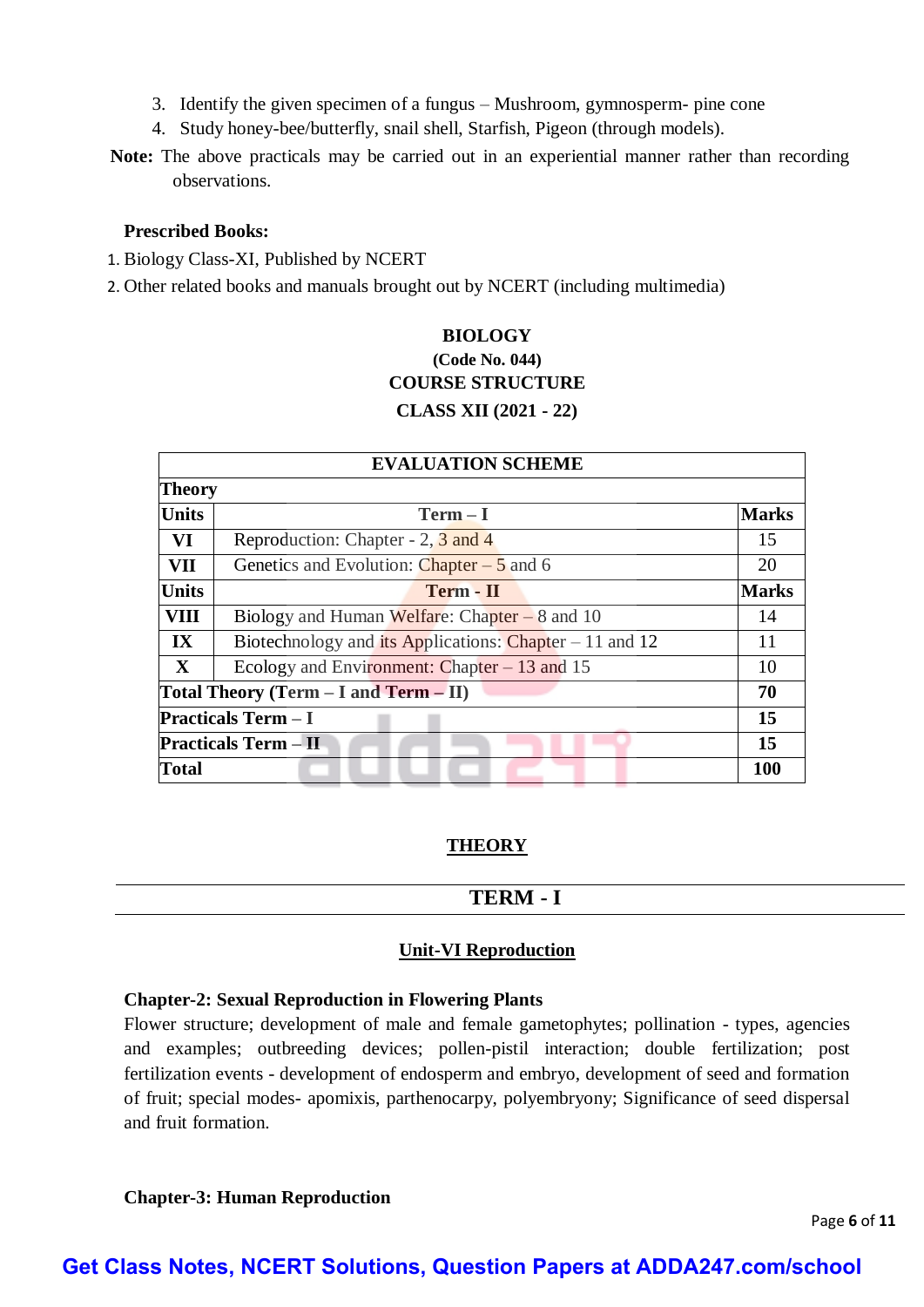3. Identify the given specimen of a fungus – Mushroom, gymnosperm- pine cone
4. Study honey-bee/butterfly, snail shell, Starfish, Pigeon (through models).

**Note:** The above practicals may be carried out in an experiential manner rather than recording observations.

**Prescribed Books:**

1. Biology Class-XI, Published by NCERT
2. Other related books and manuals brought out by NCERT (including multimedia)

**BIOLOGY**
**(Code No. 044)**
**COURSE STRUCTURE**
**CLASS XII (2021 - 22)**

| EVALUATION SCHEME | | |
|---|---|---|
| **Theory** | | |
| **Units** | **Term – I** | **Marks** |
| **VI** | Reproduction: Chapter - 2, 3 and 4 | 15 |
| **VII** | Genetics and Evolution: Chapter – 5 and 6 | 20 |
| **Units** | **Term - II** | **Marks** |
| **VIII** | Biology and Human Welfare: Chapter – 8 and 10 | 14 |
| **IX** | Biotechnology and its Applications: Chapter – 11 and 12 | 11 |
| **X** | Ecology and Environment: Chapter – 13 and 15 | 10 |
| **Total Theory (Term – I and Term – II)** | | **70** |
| **Practicals Term – I** | | **15** |
| **Practicals Term – II** | | **15** |
| **Total** | | **100** |

## THEORY

## TERM - I

### Unit-VI Reproduction

**Chapter-2: Sexual Reproduction in Flowering Plants**

Flower structure; development of male and female gametophytes; pollination - types, agencies and examples; outbreeding devices; pollen-pistil interaction; double fertilization; post fertilization events - development of endosperm and embryo, development of seed and formation of fruit; special modes- apomixis, parthenocarpy, polyembryony; Significance of seed dispersal and fruit formation.

**Chapter-3: Human Reproduction**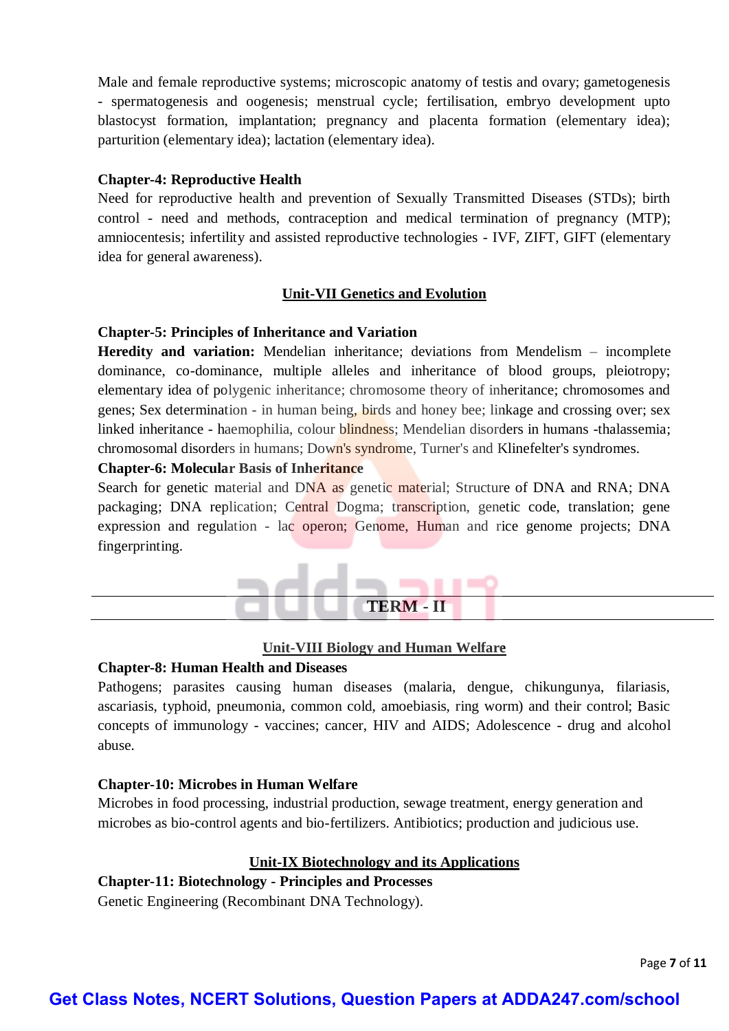Male and female reproductive systems; microscopic anatomy of testis and ovary; gametogenesis - spermatogenesis and oogenesis; menstrual cycle; fertilisation, embryo development upto blastocyst formation, implantation; pregnancy and placenta formation (elementary idea); parturition (elementary idea); lactation (elementary idea).

**Chapter-4: Reproductive Health**

Need for reproductive health and prevention of Sexually Transmitted Diseases (STDs); birth control - need and methods, contraception and medical termination of pregnancy (MTP); amniocentesis; infertility and assisted reproductive technologies - IVF, ZIFT, GIFT (elementary idea for general awareness).

## Unit-VII Genetics and Evolution

**Chapter-5: Principles of Inheritance and Variation**

**Heredity and variation:** Mendelian inheritance; deviations from Mendelism – incomplete dominance, co-dominance, multiple alleles and inheritance of blood groups, pleiotropy; elementary idea of polygenic inheritance; chromosome theory of inheritance; chromosomes and genes; Sex determination - in human being, birds and honey bee; linkage and crossing over; sex linked inheritance - haemophilia, colour blindness; Mendelian disorders in humans -thalassemia; chromosomal disorders in humans; Down's syndrome, Turner's and Klinefelter's syndromes.

**Chapter-6: Molecular Basis of Inheritance**

Search for genetic material and DNA as genetic material; Structure of DNA and RNA; DNA packaging; DNA replication; Central Dogma; transcription, genetic code, translation; gene expression and regulation - lac operon; Genome, Human and rice genome projects; DNA fingerprinting.

---

## TERM - II

---

## Unit-VIII Biology and Human Welfare

**Chapter-8: Human Health and Diseases**

Pathogens; parasites causing human diseases (malaria, dengue, chikungunya, filariasis, ascariasis, typhoid, pneumonia, common cold, amoebiasis, ring worm) and their control; Basic concepts of immunology - vaccines; cancer, HIV and AIDS; Adolescence - drug and alcohol abuse.

**Chapter-10: Microbes in Human Welfare**

Microbes in food processing, industrial production, sewage treatment, energy generation and microbes as bio-control agents and bio-fertilizers. Antibiotics; production and judicious use.

## Unit-IX Biotechnology and its Applications

**Chapter-11: Biotechnology - Principles and Processes**

Genetic Engineering (Recombinant DNA Technology).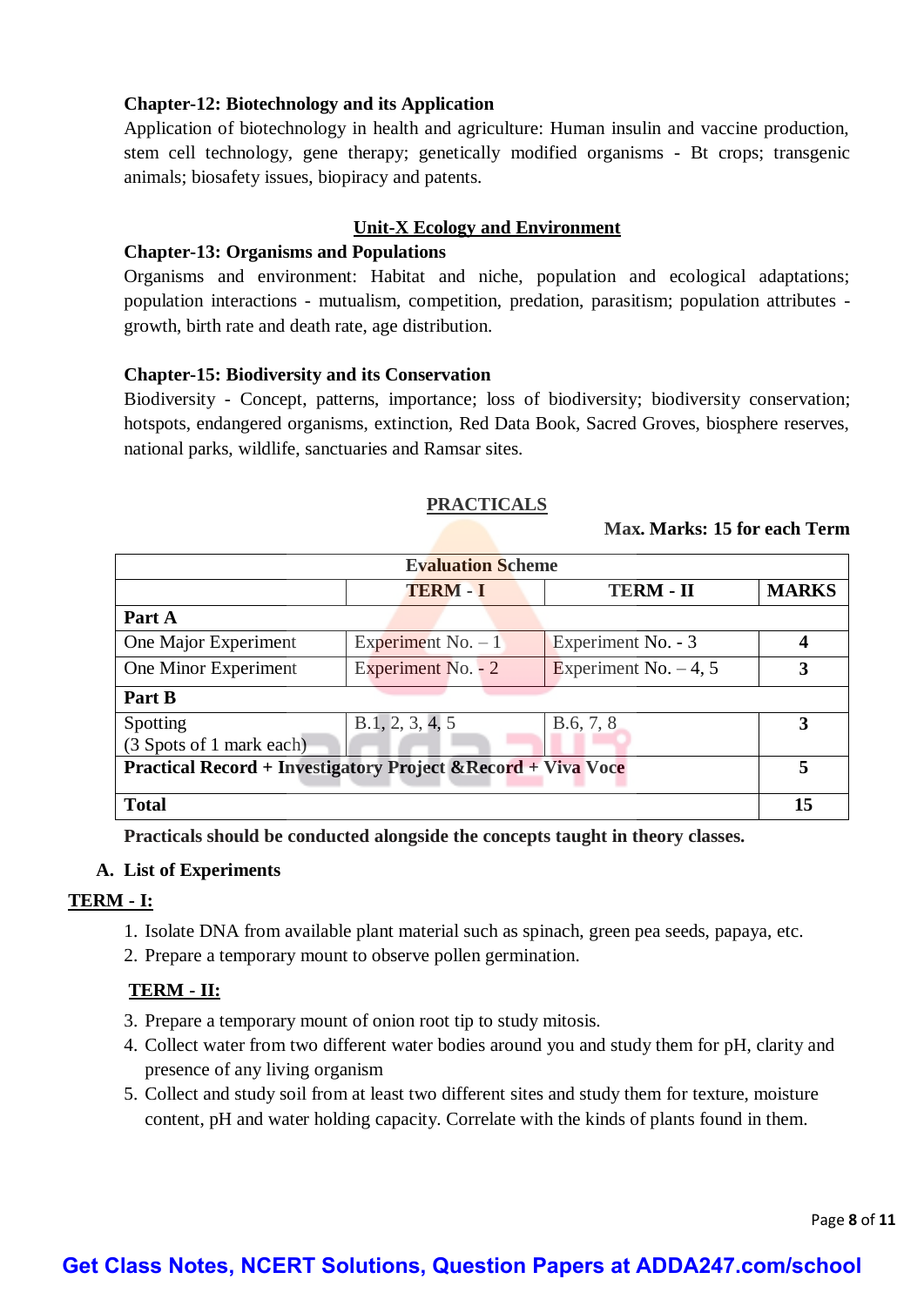### Chapter-12: Biotechnology and its Application

Application of biotechnology in health and agriculture: Human insulin and vaccine production, stem cell technology, gene therapy; genetically modified organisms - Bt crops; transgenic animals; biosafety issues, biopiracy and patents.

## Unit-X Ecology and Environment

### Chapter-13: Organisms and Populations

Organisms and environment: Habitat and niche, population and ecological adaptations; population interactions - mutualism, competition, predation, parasitism; population attributes - growth, birth rate and death rate, age distribution.

### Chapter-15: Biodiversity and its Conservation

Biodiversity - Concept, patterns, importance; loss of biodiversity; biodiversity conservation; hotspots, endangered organisms, extinction, Red Data Book, Sacred Groves, biosphere reserves, national parks, wildlife, sanctuaries and Ramsar sites.

## PRACTICALS

**Max. Marks: 15 for each Term**

| Evaluation Scheme | | | |
|---|---|---|---|
| | **TERM - I** | **TERM - II** | **MARKS** |
| **Part A** | | | |
| One Major Experiment | Experiment No. – 1 | Experiment No. - 3 | **4** |
| One Minor Experiment | Experiment No. - 2 | Experiment No. – 4, 5 | **3** |
| **Part B** | | | |
| Spotting (3 Spots of 1 mark each) | B.1, 2, 3, 4, 5 | B.6, 7, 8 | **3** |
| **Practical Record + Investigatory Project &Record + Viva Voce** | | | **5** |
| **Total** | | | **15** |

**Practicals should be conducted alongside the concepts taught in theory classes.**

**A. List of Experiments**

**TERM - I:**

1. Isolate DNA from available plant material such as spinach, green pea seeds, papaya, etc.
2. Prepare a temporary mount to observe pollen germination.

**TERM - II:**

3. Prepare a temporary mount of onion root tip to study mitosis.
4. Collect water from two different water bodies around you and study them for pH, clarity and presence of any living organism
5. Collect and study soil from at least two different sites and study them for texture, moisture content, pH and water holding capacity. Correlate with the kinds of plants found in them.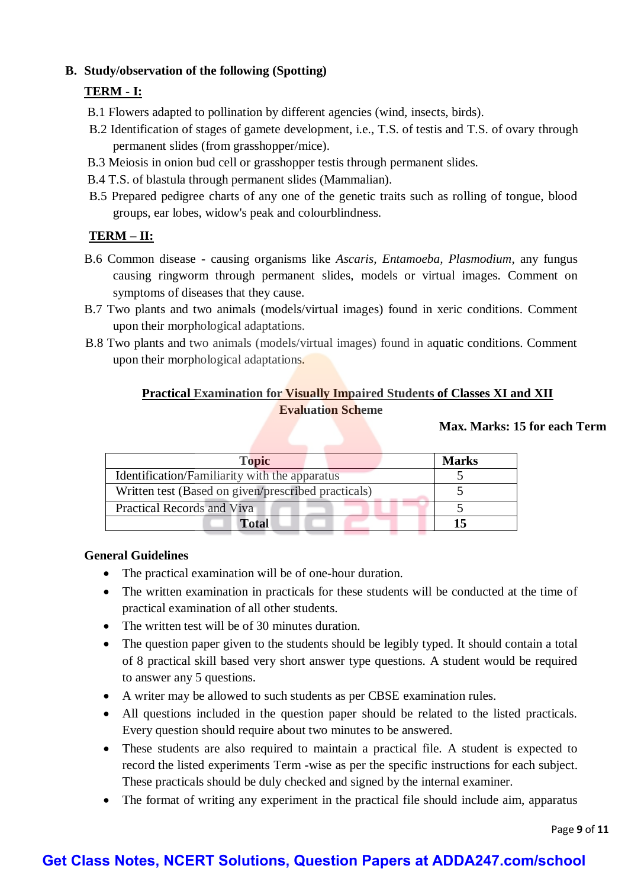**B. Study/observation of the following (Spotting)**

**TERM - I:**

B.1 Flowers adapted to pollination by different agencies (wind, insects, birds).

B.2 Identification of stages of gamete development, i.e., T.S. of testis and T.S. of ovary through permanent slides (from grasshopper/mice).

B.3 Meiosis in onion bud cell or grasshopper testis through permanent slides.

B.4 T.S. of blastula through permanent slides (Mammalian).

B.5 Prepared pedigree charts of any one of the genetic traits such as rolling of tongue, blood groups, ear lobes, widow's peak and colourblindness.

**TERM – II:**

B.6 Common disease - causing organisms like *Ascaris*, *Entamoeba*, *Plasmodium*, any fungus causing ringworm through permanent slides, models or virtual images. Comment on symptoms of diseases that they cause.

B.7 Two plants and two animals (models/virtual images) found in xeric conditions. Comment upon their morphological adaptations.

B.8 Two plants and two animals (models/virtual images) found in aquatic conditions. Comment upon their morphological adaptations.

**Practical Examination for Visually Impaired Students of Classes XI and XII**

**Evaluation Scheme**

**Max. Marks: 15 for each Term**

| Topic | Marks |
|---|---|
| Identification/Familiarity with the apparatus | 5 |
| Written test (Based on given/prescribed practicals) | 5 |
| Practical Records and Viva | 5 |
| **Total** | **15** |

**General Guidelines**

- The practical examination will be of one-hour duration.
- The written examination in practicals for these students will be conducted at the time of practical examination of all other students.
- The written test will be of 30 minutes duration.
- The question paper given to the students should be legibly typed. It should contain a total of 8 practical skill based very short answer type questions. A student would be required to answer any 5 questions.
- A writer may be allowed to such students as per CBSE examination rules.
- All questions included in the question paper should be related to the listed practicals. Every question should require about two minutes to be answered.
- These students are also required to maintain a practical file. A student is expected to record the listed experiments Term -wise as per the specific instructions for each subject. These practicals should be duly checked and signed by the internal examiner.
- The format of writing any experiment in the practical file should include aim, apparatus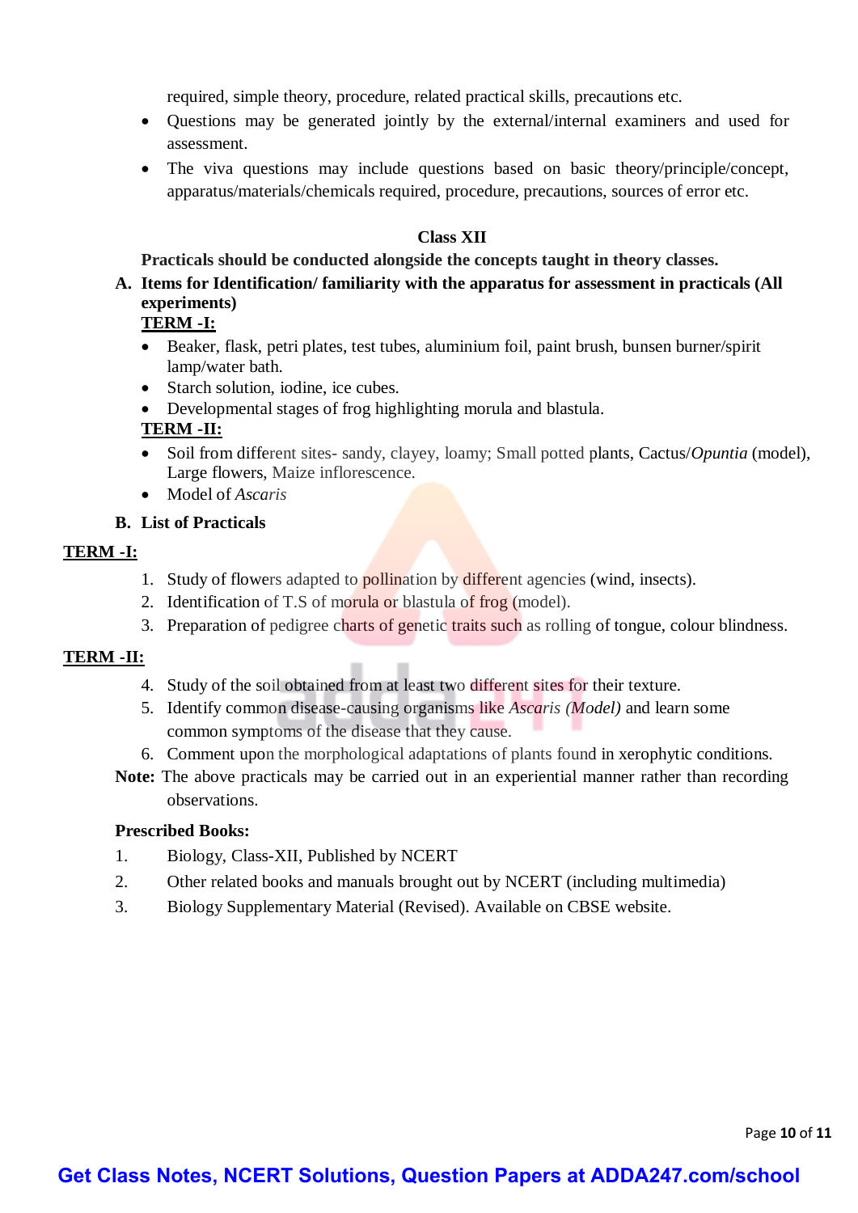required, simple theory, procedure, related practical skills, precautions etc.

- Questions may be generated jointly by the external/internal examiners and used for assessment.
- The viva questions may include questions based on basic theory/principle/concept, apparatus/materials/chemicals required, procedure, precautions, sources of error etc.

## Class XII

**Practicals should be conducted alongside the concepts taught in theory classes.**

**A. Items for Identification/ familiarity with the apparatus for assessment in practicals (All experiments)**

**TERM -I:**

- Beaker, flask, petri plates, test tubes, aluminium foil, paint brush, bunsen burner/spirit lamp/water bath.
- Starch solution, iodine, ice cubes.
- Developmental stages of frog highlighting morula and blastula.

**TERM -II:**

- Soil from different sites- sandy, clayey, loamy; Small potted plants, Cactus/*Opuntia* (model), Large flowers, Maize inflorescence.
- Model of *Ascaris*

**B. List of Practicals**

**TERM -I:**

1. Study of flowers adapted to pollination by different agencies (wind, insects).
2. Identification of T.S of morula or blastula of frog (model).
3. Preparation of pedigree charts of genetic traits such as rolling of tongue, colour blindness.

**TERM -II:**

4. Study of the soil obtained from at least two different sites for their texture.
5. Identify common disease-causing organisms like *Ascaris (Model)* and learn some common symptoms of the disease that they cause.
6. Comment upon the morphological adaptations of plants found in xerophytic conditions.

**Note:** The above practicals may be carried out in an experiential manner rather than recording observations.

**Prescribed Books:**

1. Biology, Class-XII, Published by NCERT
2. Other related books and manuals brought out by NCERT (including multimedia)
3. Biology Supplementary Material (Revised). Available on CBSE website.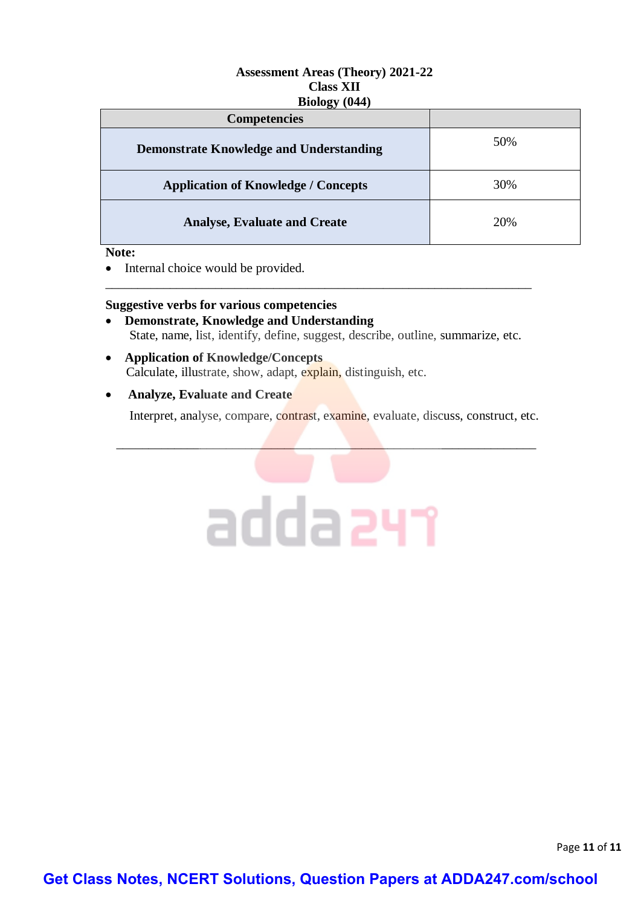**Assessment Areas (Theory) 2021-22**
**Class XII**
**Biology (044)**

| Competencies | |
|---|---|
| **Demonstrate Knowledge and Understanding** | 50% |
| **Application of Knowledge / Concepts** | 30% |
| **Analyse, Evaluate and Create** | 20% |

**Note:**

- Internal choice would be provided.

---

**Suggestive verbs for various competencies**

- **Demonstrate, Knowledge and Understanding**
  State, name, list, identify, define, suggest, describe, outline, summarize, etc.
- **Application of Knowledge/Concepts**
  Calculate, illustrate, show, adapt, explain, distinguish, etc.
- **Analyze, Evaluate and Create**
  Interpret, analyse, compare, contrast, examine, evaluate, discuss, construct, etc.

---